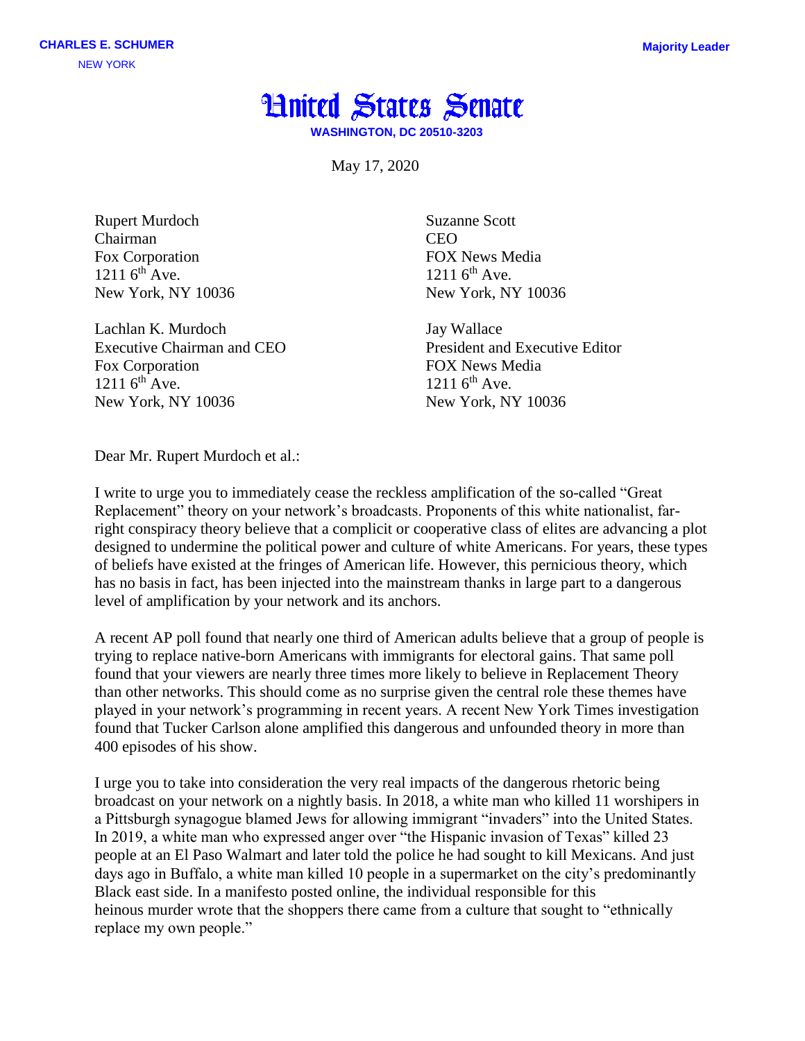**CHARLES E. SCHUMER**
NEW YORK

**Majority Leader**

# United States Senate

**WASHINGTON, DC 20510-3203**

May 17, 2020

Rupert Murdoch
Chairman
Fox Corporation
1211 6th Ave.
New York, NY 10036

Lachlan K. Murdoch
Executive Chairman and CEO
Fox Corporation
1211 6th Ave.
New York, NY 10036

Suzanne Scott
CEO
FOX News Media
1211 6th Ave.
New York, NY 10036

Jay Wallace
President and Executive Editor
FOX News Media
1211 6th Ave.
New York, NY 10036

Dear Mr. Rupert Murdoch et al.:

I write to urge you to immediately cease the reckless amplification of the so-called "Great Replacement" theory on your network's broadcasts. Proponents of this white nationalist, far-right conspiracy theory believe that a complicit or cooperative class of elites are advancing a plot designed to undermine the political power and culture of white Americans. For years, these types of beliefs have existed at the fringes of American life. However, this pernicious theory, which has no basis in fact, has been injected into the mainstream thanks in large part to a dangerous level of amplification by your network and its anchors.

A recent AP poll found that nearly one third of American adults believe that a group of people is trying to replace native-born Americans with immigrants for electoral gains. That same poll found that your viewers are nearly three times more likely to believe in Replacement Theory than other networks. This should come as no surprise given the central role these themes have played in your network's programming in recent years. A recent New York Times investigation found that Tucker Carlson alone amplified this dangerous and unfounded theory in more than 400 episodes of his show.

I urge you to take into consideration the very real impacts of the dangerous rhetoric being broadcast on your network on a nightly basis. In 2018, a white man who killed 11 worshipers in a Pittsburgh synagogue blamed Jews for allowing immigrant "invaders" into the United States. In 2019, a white man who expressed anger over "the Hispanic invasion of Texas" killed 23 people at an El Paso Walmart and later told the police he had sought to kill Mexicans. And just days ago in Buffalo, a white man killed 10 people in a supermarket on the city's predominantly Black east side. In a manifesto posted online, the individual responsible for this heinous murder wrote that the shoppers there came from a culture that sought to "ethnically replace my own people."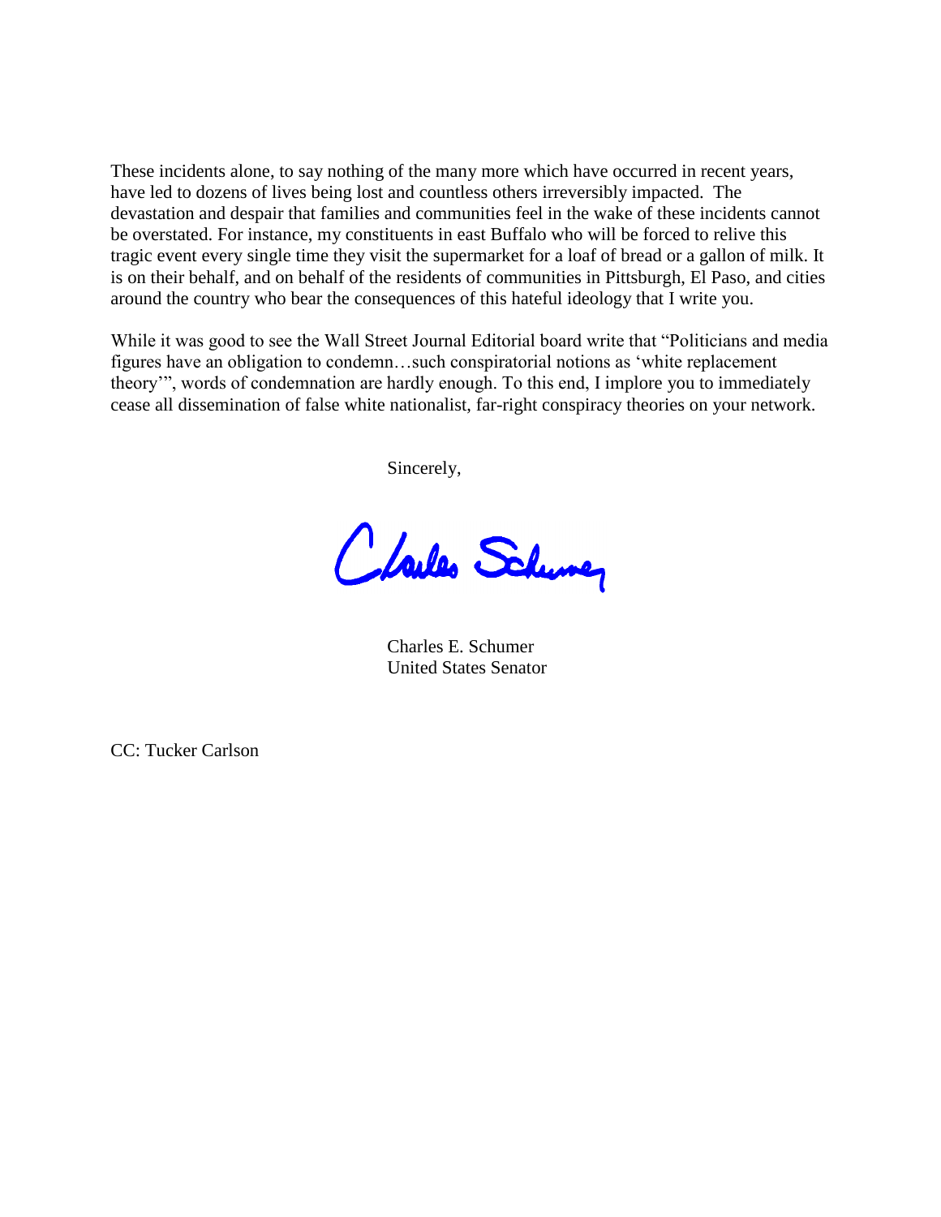These incidents alone, to say nothing of the many more which have occurred in recent years, have led to dozens of lives being lost and countless others irreversibly impacted. The devastation and despair that families and communities feel in the wake of these incidents cannot be overstated. For instance, my constituents in east Buffalo who will be forced to relive this tragic event every single time they visit the supermarket for a loaf of bread or a gallon of milk. It is on their behalf, and on behalf of the residents of communities in Pittsburgh, El Paso, and cities around the country who bear the consequences of this hateful ideology that I write you.

While it was good to see the Wall Street Journal Editorial board write that "Politicians and media figures have an obligation to condemn…such conspiratorial notions as 'white replacement theory'", words of condemnation are hardly enough. To this end, I implore you to immediately cease all dissemination of false white nationalist, far-right conspiracy theories on your network.

Sincerely,

Charles E. Schumer
United States Senator

CC: Tucker Carlson